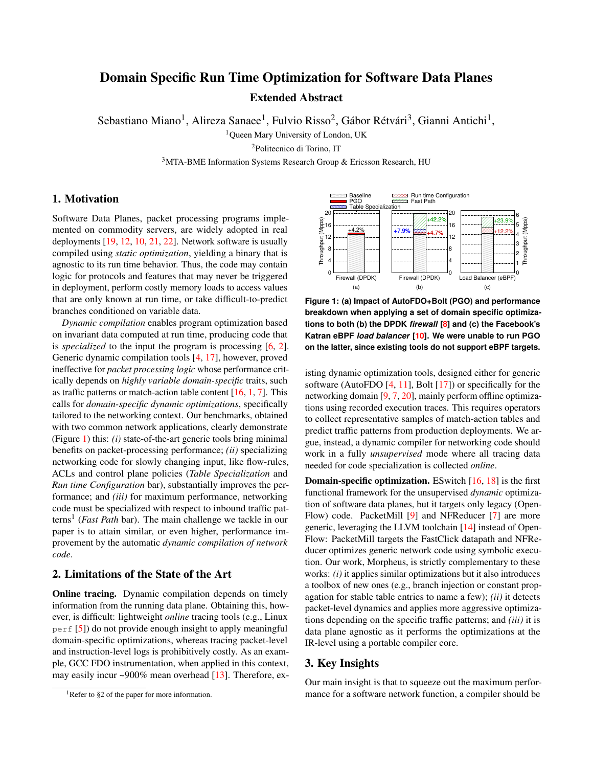# Domain Specific Run Time Optimization for Software Data Planes

## Extended Abstract

Sebastiano Miano[1], Alireza Sanaee[1], Fulvio Risso[2], Gábor Rétvári[3], Gianni Antichi[1],

[1]Queen Mary University of London, UK

[2]Politecnico di Torino, IT

[3]MTA-BME Information Systems Research Group & Ericsson Research, HU

## 1. Motivation

Software Data Planes, packet processing programs implemented on commodity servers, are widely adopted in real deployments [19, 12, 10, 21, 22]. Network software is usually compiled using *static optimization*, yielding a binary that is agnostic to its run time behavior. Thus, the code may contain logic for protocols and features that may never be triggered in deployment, perform costly memory loads to access values that are only known at run time, or take difficult-to-predict branches conditioned on variable data.

*Dynamic compilation* enables program optimization based on invariant data computed at run time, producing code that is *specialized* to the input the program is processing [6, 2]. Generic dynamic compilation tools [4, 17], however, proved ineffective for *packet processing logic* whose performance critically depends on *highly variable domain-specific* traits, such as traffic patterns or match-action table content [16, 1, 7]. This calls for *domain-specific dynamic optimizations*, specifically tailored to the networking context. Our benchmarks, obtained with two common network applications, clearly demonstrate (Figure 1) this: *(i)* state-of-the-art generic tools bring minimal benefits on packet-processing performance; *(ii)* specializing networking code for slowly changing input, like flow-rules, ACLs and control plane policies (*Table Specialization* and *Run time Configuration* bar), substantially improves the performance; and *(iii)* for maximum performance, networking code must be specialized with respect to inbound traffic patterns[1] (*Fast Path* bar). The main challenge we tackle in our paper is to attain similar, or even higher, performance improvement by the automatic *dynamic compilation of network code*.

**Figure 1: (a) Impact of AutoFDO+Bolt (PGO) and performance breakdown when applying a set of domain specific optimizations to both (b) the DPDK *firewall* [8] and (c) the Facebook's Katran eBPF *load balancer* [10]. We were unable to run PGO on the latter, since existing tools do not support eBPF targets.**

## 2. Limitations of the State of the Art

**Online tracing.** Dynamic compilation depends on timely information from the running data plane. Obtaining this, however, is difficult: lightweight *online* tracing tools (e.g., Linux `perf` [5]) do not provide enough insight to apply meaningful domain-specific optimizations, whereas tracing packet-level and instruction-level logs is prohibitively costly. As an example, GCC FDO instrumentation, when applied in this context, may easily incur ~900% mean overhead [13]. Therefore, existing dynamic optimization tools, designed either for generic software (AutoFDO [4, 11], Bolt [17]) or specifically for the networking domain [9, 7, 20], mainly perform offline optimizations using recorded execution traces. This requires operators to collect representative samples of match-action tables and predict traffic patterns from production deployments. We argue, instead, a dynamic compiler for networking code should work in a fully *unsupervised* mode where all tracing data needed for code specialization is collected *online*.

**Domain-specific optimization.** ESwitch [16, 18] is the first functional framework for the unsupervised *dynamic* optimization of software data planes, but it targets only legacy (OpenFlow) code. PacketMill [9] and NFReducer [7] are more generic, leveraging the LLVM toolchain [14] instead of OpenFlow: PacketMill targets the FastClick datapath and NFReducer optimizes generic network code using symbolic execution. Our work, Morpheus, is strictly complementary to these works: *(i)* it applies similar optimizations but it also introduces a toolbox of new ones (e.g., branch injection or constant propagation for stable table entries to name a few); *(ii)* it detects packet-level dynamics and applies more aggressive optimizations depending on the specific traffic patterns; and *(iii)* it is data plane agnostic as it performs the optimizations at the IR-level using a portable compiler core.

## 3. Key Insights

Our main insight is that to squeeze out the maximum performance for a software network function, a compiler should be

[1]Refer to §2 of the paper for more information.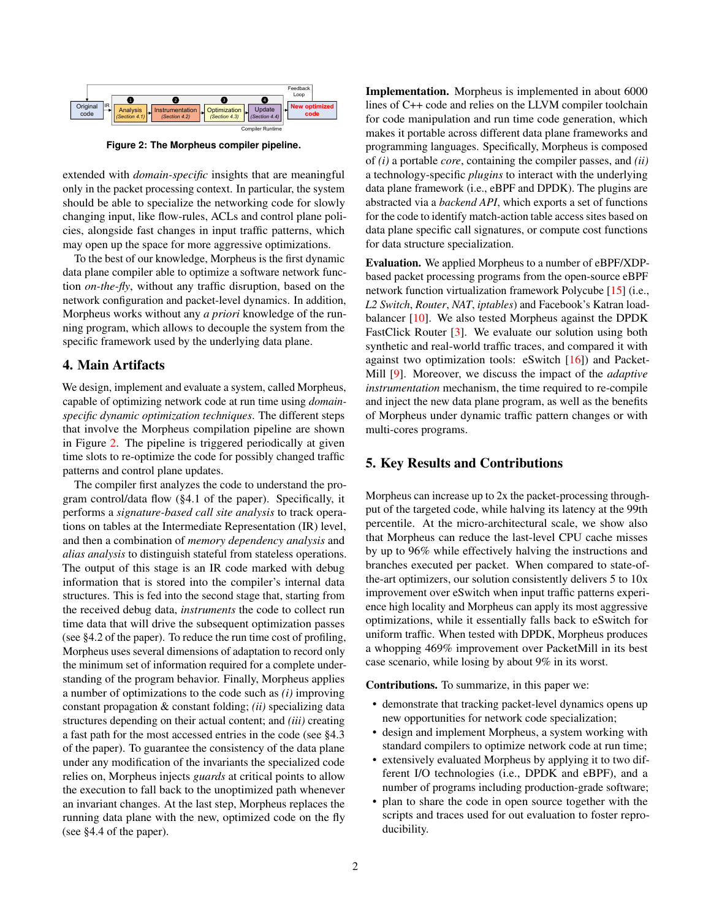Figure 2: The Morpheus compiler pipeline.

extended with *domain-specific* insights that are meaningful only in the packet processing context. In particular, the system should be able to specialize the networking code for slowly changing input, like flow-rules, ACLs and control plane policies, alongside fast changes in input traffic patterns, which may open up the space for more aggressive optimizations.

To the best of our knowledge, Morpheus is the first dynamic data plane compiler able to optimize a software network function *on-the-fly*, without any traffic disruption, based on the network configuration and packet-level dynamics. In addition, Morpheus works without any *a priori* knowledge of the running program, which allows to decouple the system from the specific framework used by the underlying data plane.

## 4. Main Artifacts

We design, implement and evaluate a system, called Morpheus, capable of optimizing network code at run time using *domain-specific dynamic optimization techniques*. The different steps that involve the Morpheus compilation pipeline are shown in Figure 2. The pipeline is triggered periodically at given time slots to re-optimize the code for possibly changed traffic patterns and control plane updates.

The compiler first analyzes the code to understand the program control/data flow (§4.1 of the paper). Specifically, it performs a *signature-based call site analysis* to track operations on tables at the Intermediate Representation (IR) level, and then a combination of *memory dependency analysis* and *alias analysis* to distinguish stateful from stateless operations. The output of this stage is an IR code marked with debug information that is stored into the compiler's internal data structures. This is fed into the second stage that, starting from the received debug data, *instruments* the code to collect run time data that will drive the subsequent optimization passes (see §4.2 of the paper). To reduce the run time cost of profiling, Morpheus uses several dimensions of adaptation to record only the minimum set of information required for a complete understanding of the program behavior. Finally, Morpheus applies a number of optimizations to the code such as *(i)* improving constant propagation & constant folding; *(ii)* specializing data structures depending on their actual content; and *(iii)* creating a fast path for the most accessed entries in the code (see §4.3 of the paper). To guarantee the consistency of the data plane under any modification of the invariants the specialized code relies on, Morpheus injects *guards* at critical points to allow the execution to fall back to the unoptimized path whenever an invariant changes. At the last step, Morpheus replaces the running data plane with the new, optimized code on the fly (see §4.4 of the paper).

**Implementation.** Morpheus is implemented in about 6000 lines of C++ code and relies on the LLVM compiler toolchain for code manipulation and run time code generation, which makes it portable across different data plane frameworks and programming languages. Specifically, Morpheus is composed of *(i)* a portable *core*, containing the compiler passes, and *(ii)* a technology-specific *plugins* to interact with the underlying data plane framework (i.e., eBPF and DPDK). The plugins are abstracted via a *backend API*, which exports a set of functions for the code to identify match-action table access sites based on data plane specific call signatures, or compute cost functions for data structure specialization.

**Evaluation.** We applied Morpheus to a number of eBPF/XDP-based packet processing programs from the open-source eBPF network function virtualization framework Polycube [15] (i.e., *L2 Switch*, *Router*, *NAT*, *iptables*) and Facebook's Katran load-balancer [10]. We also tested Morpheus against the DPDK FastClick Router [3]. We evaluate our solution using both synthetic and real-world traffic traces, and compared it with against two optimization tools: eSwitch [16]) and PacketMill [9]. Moreover, we discuss the impact of the *adaptive instrumentation* mechanism, the time required to re-compile and inject the new data plane program, as well as the benefits of Morpheus under dynamic traffic pattern changes or with multi-cores programs.

## 5. Key Results and Contributions

Morpheus can increase up to 2x the packet-processing throughput of the targeted code, while halving its latency at the 99th percentile. At the micro-architectural scale, we show also that Morpheus can reduce the last-level CPU cache misses by up to 96% while effectively halving the instructions and branches executed per packet. When compared to state-of-the-art optimizers, our solution consistently delivers 5 to 10x improvement over eSwitch when input traffic patterns experience high locality and Morpheus can apply its most aggressive optimizations, while it essentially falls back to eSwitch for uniform traffic. When tested with DPDK, Morpheus produces a whopping 469% improvement over PacketMill in its best case scenario, while losing by about 9% in its worst.

**Contributions.** To summarize, in this paper we:

- demonstrate that tracking packet-level dynamics opens up new opportunities for network code specialization;
- design and implement Morpheus, a system working with standard compilers to optimize network code at run time;
- extensively evaluated Morpheus by applying it to two different I/O technologies (i.e., DPDK and eBPF), and a number of programs including production-grade software;
- plan to share the code in open source together with the scripts and traces used for out evaluation to foster reproducibility.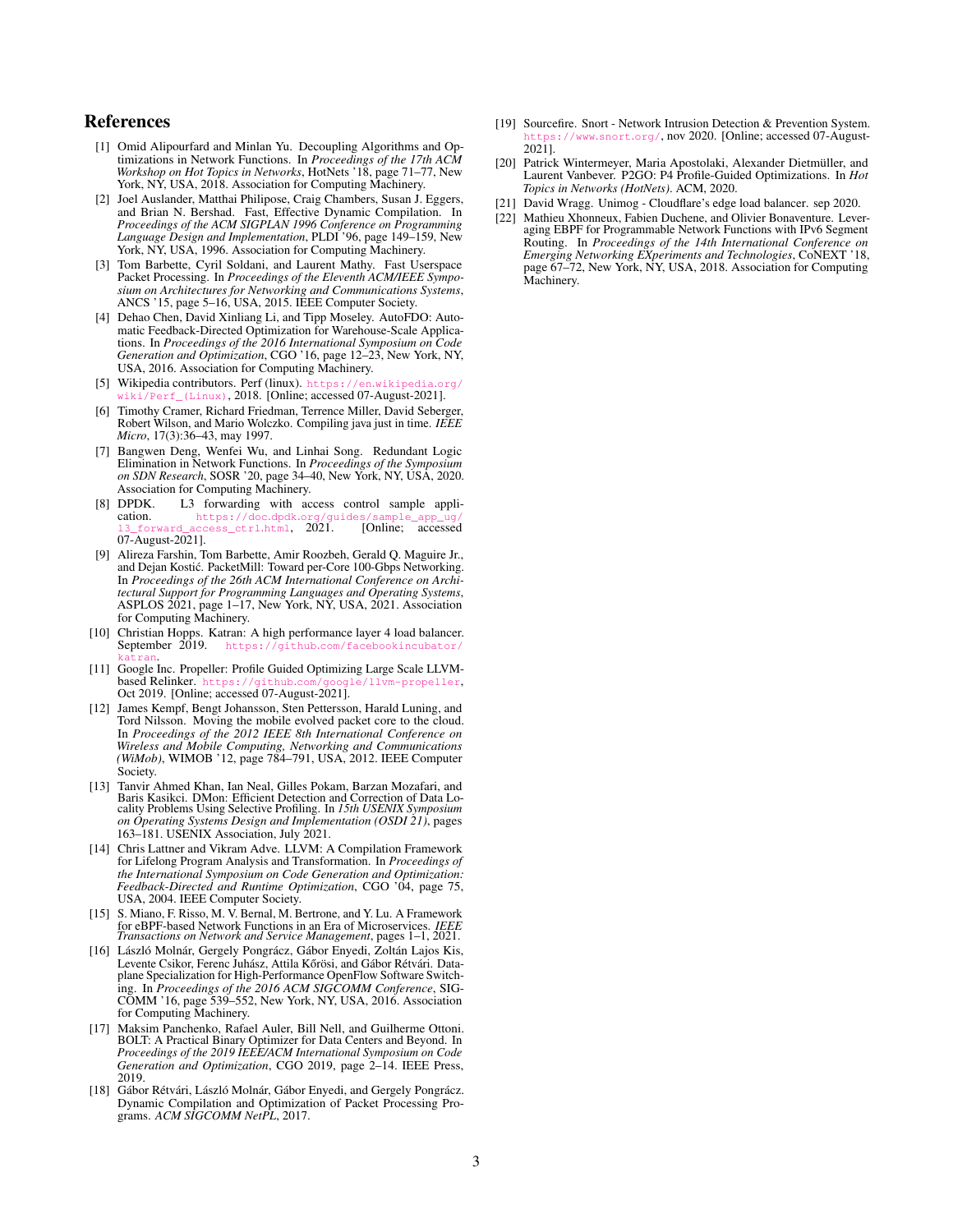# References

[1] Omid Alipourfard and Minlan Yu. Decoupling Algorithms and Optimizations in Network Functions. In *Proceedings of the 17th ACM Workshop on Hot Topics in Networks*, HotNets '18, page 71–77, New York, NY, USA, 2018. Association for Computing Machinery.

[2] Joel Auslander, Matthai Philipose, Craig Chambers, Susan J. Eggers, and Brian N. Bershad. Fast, Effective Dynamic Compilation. In *Proceedings of the ACM SIGPLAN 1996 Conference on Programming Language Design and Implementation*, PLDI '96, page 149–159, New York, NY, USA, 1996. Association for Computing Machinery.

[3] Tom Barbette, Cyril Soldani, and Laurent Mathy. Fast Userspace Packet Processing. In *Proceedings of the Eleventh ACM/IEEE Symposium on Architectures for Networking and Communications Systems*, ANCS '15, page 5–16, USA, 2015. IEEE Computer Society.

[4] Dehao Chen, David Xinliang Li, and Tipp Moseley. AutoFDO: Automatic Feedback-Directed Optimization for Warehouse-Scale Applications. In *Proceedings of the 2016 International Symposium on Code Generation and Optimization*, CGO '16, page 12–23, New York, NY, USA, 2016. Association for Computing Machinery.

[5] Wikipedia contributors. Perf (linux). https://en.wikipedia.org/wiki/Perf_(Linux), 2018. [Online; accessed 07-August-2021].

[6] Timothy Cramer, Richard Friedman, Terrence Miller, David Seberger, Robert Wilson, and Mario Wolczko. Compiling java just in time. *IEEE Micro*, 17(3):36–43, may 1997.

[7] Bangwen Deng, Wenfei Wu, and Linhai Song. Redundant Logic Elimination in Network Functions. In *Proceedings of the Symposium on SDN Research*, SOSR '20, page 34–40, New York, NY, USA, 2020. Association for Computing Machinery.

[8] DPDK. L3 forwarding with access control sample application. https://doc.dpdk.org/guides/sample_app_ug/l3_forward_access_ctrl.html, 2021. [Online; accessed 07-August-2021].

[9] Alireza Farshin, Tom Barbette, Amir Roozbeh, Gerald Q. Maguire Jr., and Dejan Kostić. PacketMill: Toward per-Core 100-Gbps Networking. In *Proceedings of the 26th ACM International Conference on Architectural Support for Programming Languages and Operating Systems*, ASPLOS 2021, page 1–17, New York, NY, USA, 2021. Association for Computing Machinery.

[10] Christian Hopps. Katran: A high performance layer 4 load balancer. September 2019. https://github.com/facebookincubator/katran.

[11] Google Inc. Propeller: Profile Guided Optimizing Large Scale LLVM-based Relinker. https://github.com/google/llvm-propeller, Oct 2019. [Online; accessed 07-August-2021].

[12] James Kempf, Bengt Johansson, Sten Pettersson, Harald Luning, and Tord Nilsson. Moving the mobile evolved packet core to the cloud. In *Proceedings of the 2012 IEEE 8th International Conference on Wireless and Mobile Computing, Networking and Communications (WiMob)*, WIMOB '12, page 784–791, USA, 2012. IEEE Computer Society.

[13] Tanvir Ahmed Khan, Ian Neal, Gilles Pokam, Barzan Mozafari, and Baris Kasikci. DMon: Efficient Detection and Correction of Data Locality Problems Using Selective Profiling. In *15th USENIX Symposium on Operating Systems Design and Implementation (OSDI 21)*, pages 163–181. USENIX Association, July 2021.

[14] Chris Lattner and Vikram Adve. LLVM: A Compilation Framework for Lifelong Program Analysis and Transformation. In *Proceedings of the International Symposium on Code Generation and Optimization: Feedback-Directed and Runtime Optimization*, CGO '04, page 75, USA, 2004. IEEE Computer Society.

[15] S. Miano, F. Risso, M. V. Bernal, M. Bertrone, and Y. Lu. A Framework for eBPF-based Network Functions in an Era of Microservices. *IEEE Transactions on Network and Service Management*, pages 1–1, 2021.

[16] László Molnár, Gergely Pongrácz, Gábor Enyedi, Zoltán Lajos Kis, Levente Csikor, Ferenc Juhász, Attila Kőrösi, and Gábor Rétvári. Dataplane Specialization for High-Performance OpenFlow Software Switching. In *Proceedings of the 2016 ACM SIGCOMM Conference*, SIGCOMM '16, page 539–552, New York, NY, USA, 2016. Association for Computing Machinery.

[17] Maksim Panchenko, Rafael Auler, Bill Nell, and Guilherme Ottoni. BOLT: A Practical Binary Optimizer for Data Centers and Beyond. In *Proceedings of the 2019 IEEE/ACM International Symposium on Code Generation and Optimization*, CGO 2019, page 2–14. IEEE Press, 2019.

[18] Gábor Rétvári, László Molnár, Gábor Enyedi, and Gergely Pongrácz. Dynamic Compilation and Optimization of Packet Processing Programs. *ACM SIGCOMM NetPL*, 2017.

[19] Sourcefire. Snort - Network Intrusion Detection & Prevention System. https://www.snort.org/, nov 2020. [Online; accessed 07-August-2021].

[20] Patrick Wintermeyer, Maria Apostolaki, Alexander Dietmüller, and Laurent Vanbever. P2GO: P4 Profile-Guided Optimizations. In *Hot Topics in Networks (HotNets)*. ACM, 2020.

[21] David Wragg. Unimog - Cloudflare's edge load balancer. sep 2020.

[22] Mathieu Xhonneux, Fabien Duchene, and Olivier Bonaventure. Leveraging EBPF for Programmable Network Functions with IPv6 Segment Routing. In *Proceedings of the 14th International Conference on Emerging Networking EXperiments and Technologies*, CoNEXT '18, page 67–72, New York, NY, USA, 2018. Association for Computing Machinery.